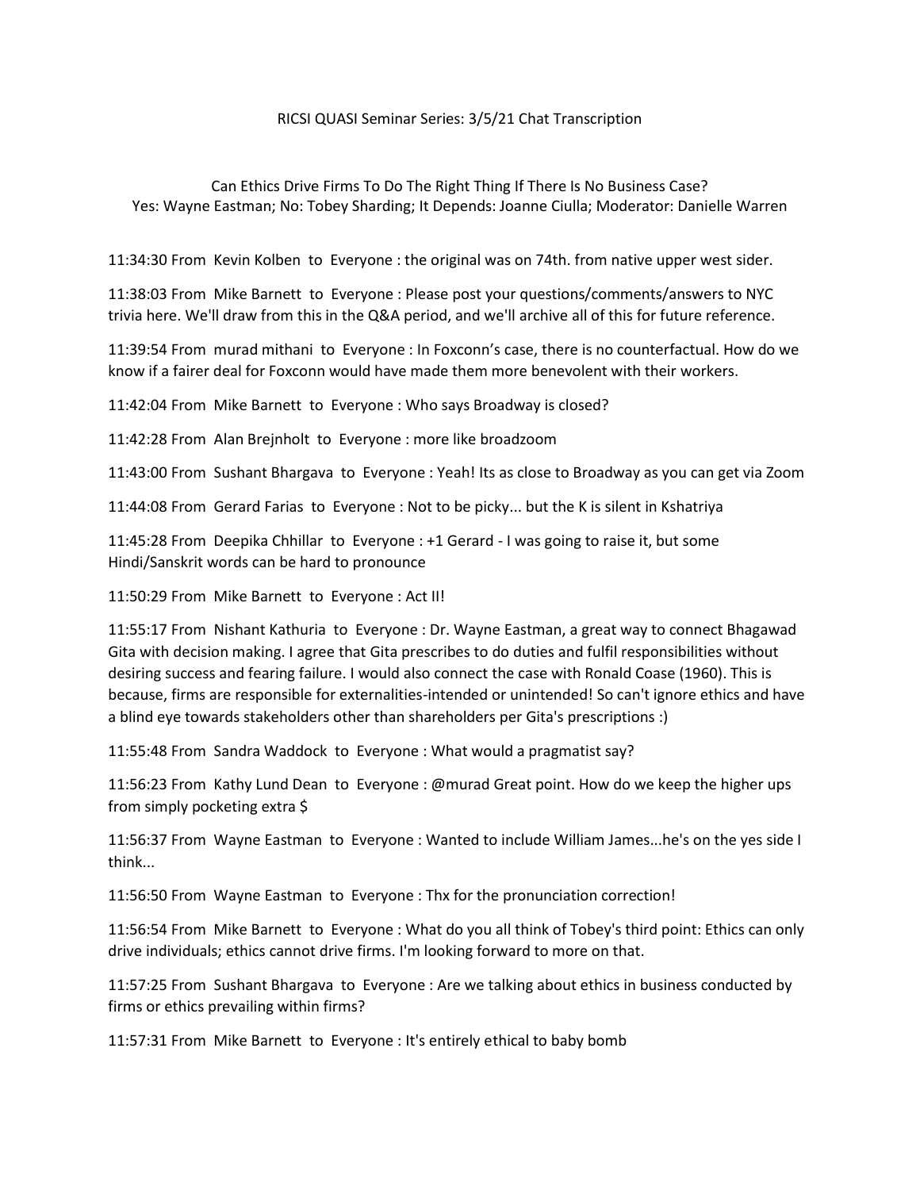RICSI QUASI Seminar Series: 3/5/21 Chat Transcription

Can Ethics Drive Firms To Do The Right Thing If There Is No Business Case?
Yes: Wayne Eastman; No: Tobey Sharding; It Depends: Joanne Ciulla; Moderator: Danielle Warren

11:34:30 From Kevin Kolben to Everyone : the original was on 74th. from native upper west sider.

11:38:03 From Mike Barnett to Everyone : Please post your questions/comments/answers to NYC trivia here. We'll draw from this in the Q&A period, and we'll archive all of this for future reference.

11:39:54 From murad mithani to Everyone : In Foxconn's case, there is no counterfactual. How do we know if a fairer deal for Foxconn would have made them more benevolent with their workers.

11:42:04 From Mike Barnett to Everyone : Who says Broadway is closed?

11:42:28 From Alan Brejnholt to Everyone : more like broadzoom

11:43:00 From Sushant Bhargava to Everyone : Yeah! Its as close to Broadway as you can get via Zoom

11:44:08 From Gerard Farias to Everyone : Not to be picky... but the K is silent in Kshatriya

11:45:28 From Deepika Chhillar to Everyone : +1 Gerard - I was going to raise it, but some Hindi/Sanskrit words can be hard to pronounce

11:50:29 From Mike Barnett to Everyone : Act II!

11:55:17 From Nishant Kathuria to Everyone : Dr. Wayne Eastman, a great way to connect Bhagawad Gita with decision making. I agree that Gita prescribes to do duties and fulfil responsibilities without desiring success and fearing failure. I would also connect the case with Ronald Coase (1960). This is because, firms are responsible for externalities-intended or unintended! So can't ignore ethics and have a blind eye towards stakeholders other than shareholders per Gita's prescriptions :)

11:55:48 From Sandra Waddock to Everyone : What would a pragmatist say?

11:56:23 From Kathy Lund Dean to Everyone : @murad Great point. How do we keep the higher ups from simply pocketing extra $

11:56:37 From Wayne Eastman to Everyone : Wanted to include William James...he's on the yes side I think...

11:56:50 From Wayne Eastman to Everyone : Thx for the pronunciation correction!

11:56:54 From Mike Barnett to Everyone : What do you all think of Tobey's third point: Ethics can only drive individuals; ethics cannot drive firms. I'm looking forward to more on that.

11:57:25 From Sushant Bhargava to Everyone : Are we talking about ethics in business conducted by firms or ethics prevailing within firms?

11:57:31 From Mike Barnett to Everyone : It's entirely ethical to baby bomb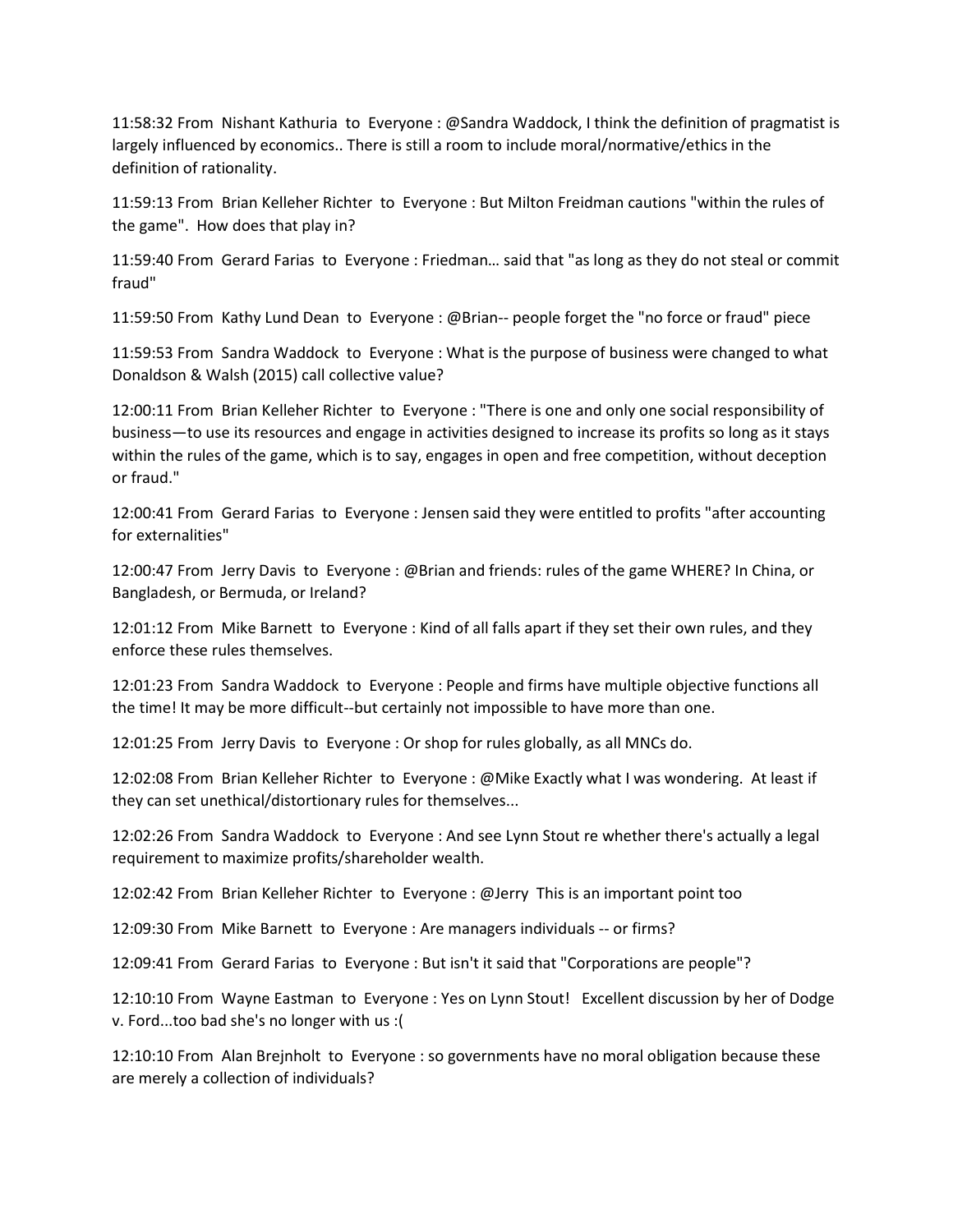11:58:32 From Nishant Kathuria to Everyone : @Sandra Waddock, I think the definition of pragmatist is largely influenced by economics.. There is still a room to include moral/normative/ethics in the definition of rationality.

11:59:13 From Brian Kelleher Richter to Everyone : But Milton Freidman cautions "within the rules of the game". How does that play in?

11:59:40 From Gerard Farias to Everyone : Friedman… said that "as long as they do not steal or commit fraud"

11:59:50 From Kathy Lund Dean to Everyone : @Brian-- people forget the "no force or fraud" piece

11:59:53 From Sandra Waddock to Everyone : What is the purpose of business were changed to what Donaldson & Walsh (2015) call collective value?

12:00:11 From Brian Kelleher Richter to Everyone : "There is one and only one social responsibility of business—to use its resources and engage in activities designed to increase its profits so long as it stays within the rules of the game, which is to say, engages in open and free competition, without deception or fraud."

12:00:41 From Gerard Farias to Everyone : Jensen said they were entitled to profits "after accounting for externalities"

12:00:47 From Jerry Davis to Everyone : @Brian and friends: rules of the game WHERE? In China, or Bangladesh, or Bermuda, or Ireland?

12:01:12 From Mike Barnett to Everyone : Kind of all falls apart if they set their own rules, and they enforce these rules themselves.

12:01:23 From Sandra Waddock to Everyone : People and firms have multiple objective functions all the time! It may be more difficult--but certainly not impossible to have more than one.

12:01:25 From Jerry Davis to Everyone : Or shop for rules globally, as all MNCs do.

12:02:08 From Brian Kelleher Richter to Everyone : @Mike Exactly what I was wondering. At least if they can set unethical/distortionary rules for themselves...

12:02:26 From Sandra Waddock to Everyone : And see Lynn Stout re whether there's actually a legal requirement to maximize profits/shareholder wealth.

12:02:42 From Brian Kelleher Richter to Everyone : @Jerry This is an important point too

12:09:30 From Mike Barnett to Everyone : Are managers individuals -- or firms?

12:09:41 From Gerard Farias to Everyone : But isn't it said that "Corporations are people"?

12:10:10 From Wayne Eastman to Everyone : Yes on Lynn Stout! Excellent discussion by her of Dodge v. Ford...too bad she's no longer with us :(

12:10:10 From Alan Brejnholt to Everyone : so governments have no moral obligation because these are merely a collection of individuals?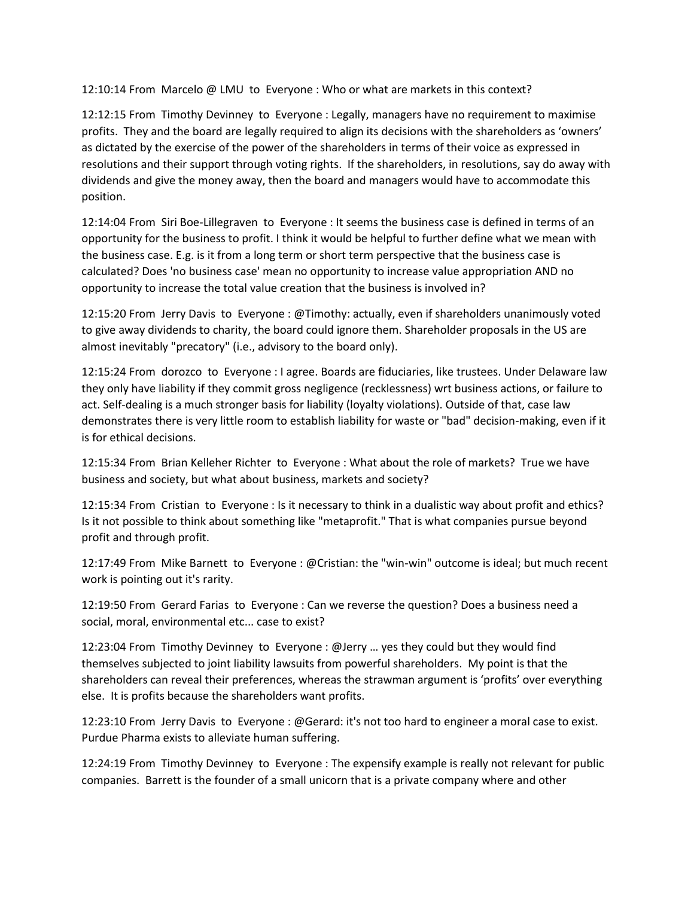12:10:14 From Marcelo @ LMU to Everyone : Who or what are markets in this context?

12:12:15 From Timothy Devinney to Everyone : Legally, managers have no requirement to maximise profits. They and the board are legally required to align its decisions with the shareholders as 'owners' as dictated by the exercise of the power of the shareholders in terms of their voice as expressed in resolutions and their support through voting rights. If the shareholders, in resolutions, say do away with dividends and give the money away, then the board and managers would have to accommodate this position.

12:14:04 From Siri Boe-Lillegraven to Everyone : It seems the business case is defined in terms of an opportunity for the business to profit. I think it would be helpful to further define what we mean with the business case. E.g. is it from a long term or short term perspective that the business case is calculated? Does 'no business case' mean no opportunity to increase value appropriation AND no opportunity to increase the total value creation that the business is involved in?

12:15:20 From Jerry Davis to Everyone : @Timothy: actually, even if shareholders unanimously voted to give away dividends to charity, the board could ignore them. Shareholder proposals in the US are almost inevitably "precatory" (i.e., advisory to the board only).

12:15:24 From dorozco to Everyone : I agree. Boards are fiduciaries, like trustees. Under Delaware law they only have liability if they commit gross negligence (recklessness) wrt business actions, or failure to act. Self-dealing is a much stronger basis for liability (loyalty violations). Outside of that, case law demonstrates there is very little room to establish liability for waste or "bad" decision-making, even if it is for ethical decisions.

12:15:34 From Brian Kelleher Richter to Everyone : What about the role of markets? True we have business and society, but what about business, markets and society?

12:15:34 From Cristian to Everyone : Is it necessary to think in a dualistic way about profit and ethics? Is it not possible to think about something like "metaprofit." That is what companies pursue beyond profit and through profit.

12:17:49 From Mike Barnett to Everyone : @Cristian: the "win-win" outcome is ideal; but much recent work is pointing out it's rarity.

12:19:50 From Gerard Farias to Everyone : Can we reverse the question? Does a business need a social, moral, environmental etc... case to exist?

12:23:04 From Timothy Devinney to Everyone : @Jerry … yes they could but they would find themselves subjected to joint liability lawsuits from powerful shareholders. My point is that the shareholders can reveal their preferences, whereas the strawman argument is 'profits' over everything else. It is profits because the shareholders want profits.

12:23:10 From Jerry Davis to Everyone : @Gerard: it's not too hard to engineer a moral case to exist. Purdue Pharma exists to alleviate human suffering.

12:24:19 From Timothy Devinney to Everyone : The expensify example is really not relevant for public companies. Barrett is the founder of a small unicorn that is a private company where and other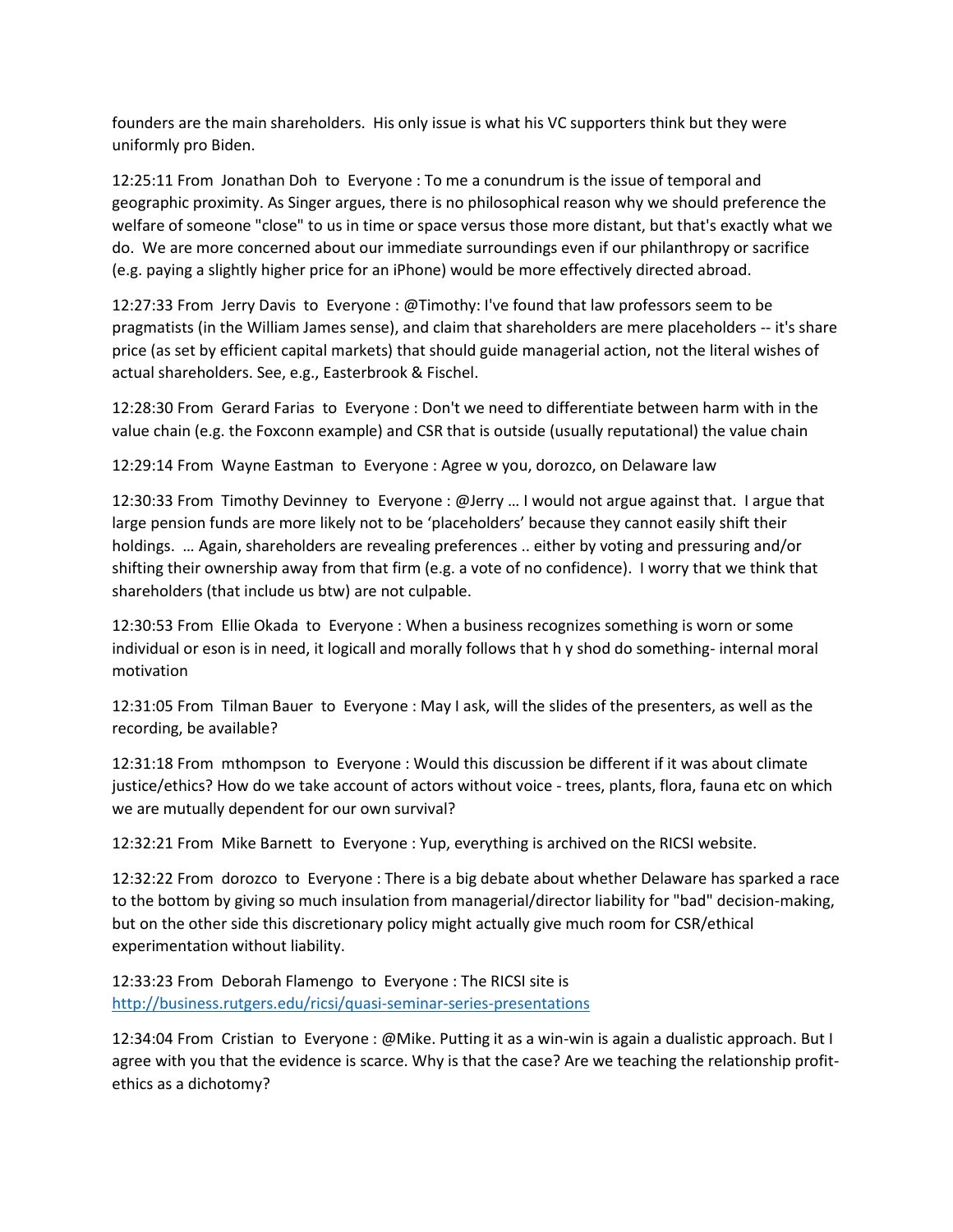founders are the main shareholders. His only issue is what his VC supporters think but they were uniformly pro Biden.

12:25:11 From Jonathan Doh to Everyone : To me a conundrum is the issue of temporal and geographic proximity. As Singer argues, there is no philosophical reason why we should preference the welfare of someone "close" to us in time or space versus those more distant, but that's exactly what we do. We are more concerned about our immediate surroundings even if our philanthropy or sacrifice (e.g. paying a slightly higher price for an iPhone) would be more effectively directed abroad.

12:27:33 From Jerry Davis to Everyone : @Timothy: I've found that law professors seem to be pragmatists (in the William James sense), and claim that shareholders are mere placeholders -- it's share price (as set by efficient capital markets) that should guide managerial action, not the literal wishes of actual shareholders. See, e.g., Easterbrook & Fischel.

12:28:30 From Gerard Farias to Everyone : Don't we need to differentiate between harm with in the value chain (e.g. the Foxconn example) and CSR that is outside (usually reputational) the value chain

12:29:14 From Wayne Eastman to Everyone : Agree w you, dorozco, on Delaware law

12:30:33 From Timothy Devinney to Everyone : @Jerry … I would not argue against that. I argue that large pension funds are more likely not to be 'placeholders' because they cannot easily shift their holdings. … Again, shareholders are revealing preferences .. either by voting and pressuring and/or shifting their ownership away from that firm (e.g. a vote of no confidence). I worry that we think that shareholders (that include us btw) are not culpable.

12:30:53 From Ellie Okada to Everyone : When a business recognizes something is worn or some individual or eson is in need, it logicall and morally follows that h y shod do something- internal moral motivation

12:31:05 From Tilman Bauer to Everyone : May I ask, will the slides of the presenters, as well as the recording, be available?

12:31:18 From mthompson to Everyone : Would this discussion be different if it was about climate justice/ethics? How do we take account of actors without voice - trees, plants, flora, fauna etc on which we are mutually dependent for our own survival?

12:32:21 From Mike Barnett to Everyone : Yup, everything is archived on the RICSI website.

12:32:22 From dorozco to Everyone : There is a big debate about whether Delaware has sparked a race to the bottom by giving so much insulation from managerial/director liability for "bad" decision-making, but on the other side this discretionary policy might actually give much room for CSR/ethical experimentation without liability.

12:33:23 From Deborah Flamengo to Everyone : The RICSI site is http://business.rutgers.edu/ricsi/quasi-seminar-series-presentations

12:34:04 From Cristian to Everyone : @Mike. Putting it as a win-win is again a dualistic approach. But I agree with you that the evidence is scarce. Why is that the case? Are we teaching the relationship profit-ethics as a dichotomy?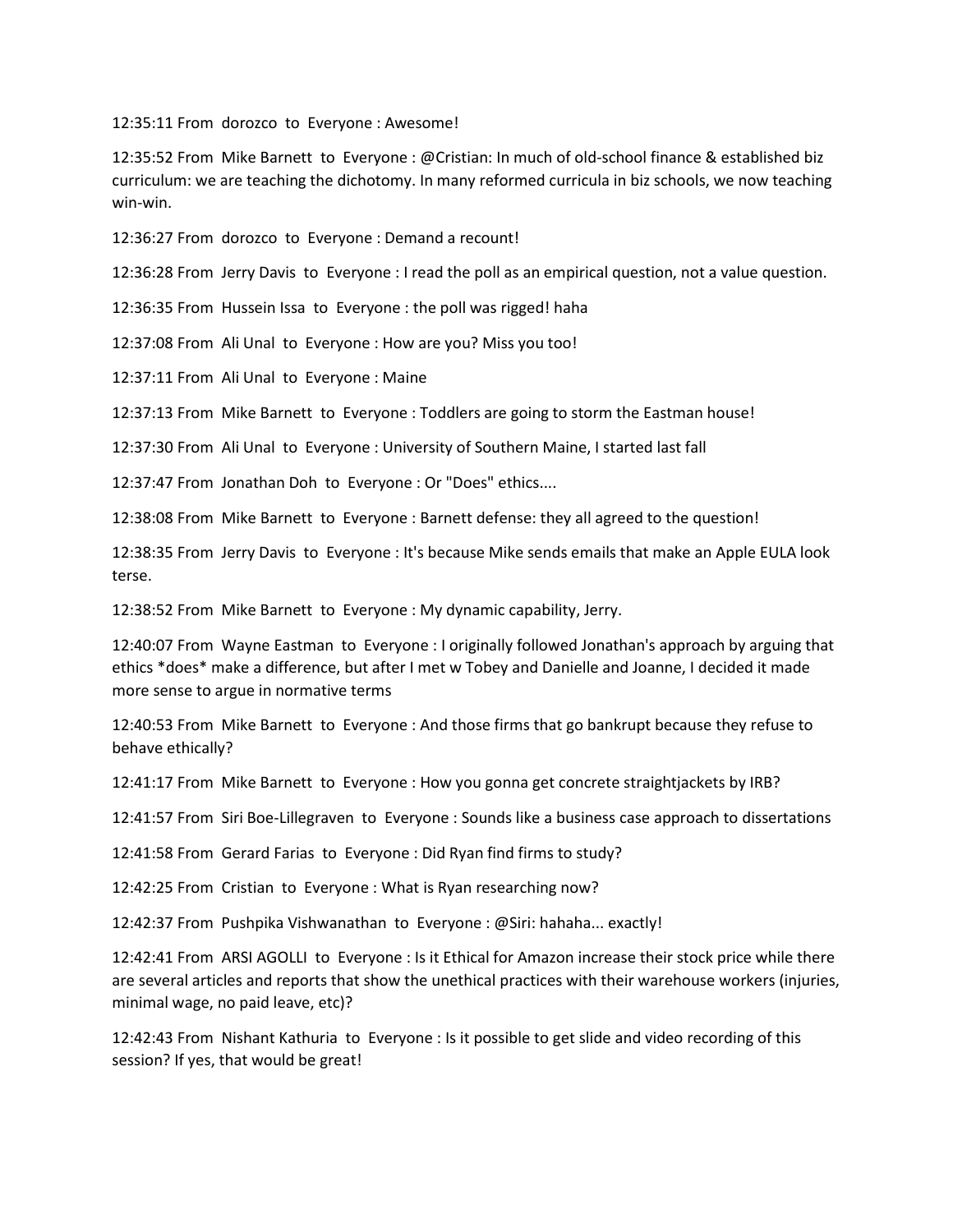12:35:11 From dorozco to Everyone : Awesome!

12:35:52 From Mike Barnett to Everyone : @Cristian: In much of old-school finance & established biz curriculum: we are teaching the dichotomy. In many reformed curricula in biz schools, we now teaching win-win.

12:36:27 From dorozco to Everyone : Demand a recount!

12:36:28 From Jerry Davis to Everyone : I read the poll as an empirical question, not a value question.

12:36:35 From Hussein Issa to Everyone : the poll was rigged! haha

12:37:08 From Ali Unal to Everyone : How are you? Miss you too!

12:37:11 From Ali Unal to Everyone : Maine

12:37:13 From Mike Barnett to Everyone : Toddlers are going to storm the Eastman house!

12:37:30 From Ali Unal to Everyone : University of Southern Maine, I started last fall

12:37:47 From Jonathan Doh to Everyone : Or "Does" ethics....

12:38:08 From Mike Barnett to Everyone : Barnett defense: they all agreed to the question!

12:38:35 From Jerry Davis to Everyone : It's because Mike sends emails that make an Apple EULA look terse.

12:38:52 From Mike Barnett to Everyone : My dynamic capability, Jerry.

12:40:07 From Wayne Eastman to Everyone : I originally followed Jonathan's approach by arguing that ethics *does* make a difference, but after I met w Tobey and Danielle and Joanne, I decided it made more sense to argue in normative terms

12:40:53 From Mike Barnett to Everyone : And those firms that go bankrupt because they refuse to behave ethically?

12:41:17 From Mike Barnett to Everyone : How you gonna get concrete straightjackets by IRB?

12:41:57 From Siri Boe-Lillegraven to Everyone : Sounds like a business case approach to dissertations

12:41:58 From Gerard Farias to Everyone : Did Ryan find firms to study?

12:42:25 From Cristian to Everyone : What is Ryan researching now?

12:42:37 From Pushpika Vishwanathan to Everyone : @Siri: hahaha... exactly!

12:42:41 From ARSI AGOLLI to Everyone : Is it Ethical for Amazon increase their stock price while there are several articles and reports that show the unethical practices with their warehouse workers (injuries, minimal wage, no paid leave, etc)?

12:42:43 From Nishant Kathuria to Everyone : Is it possible to get slide and video recording of this session? If yes, that would be great!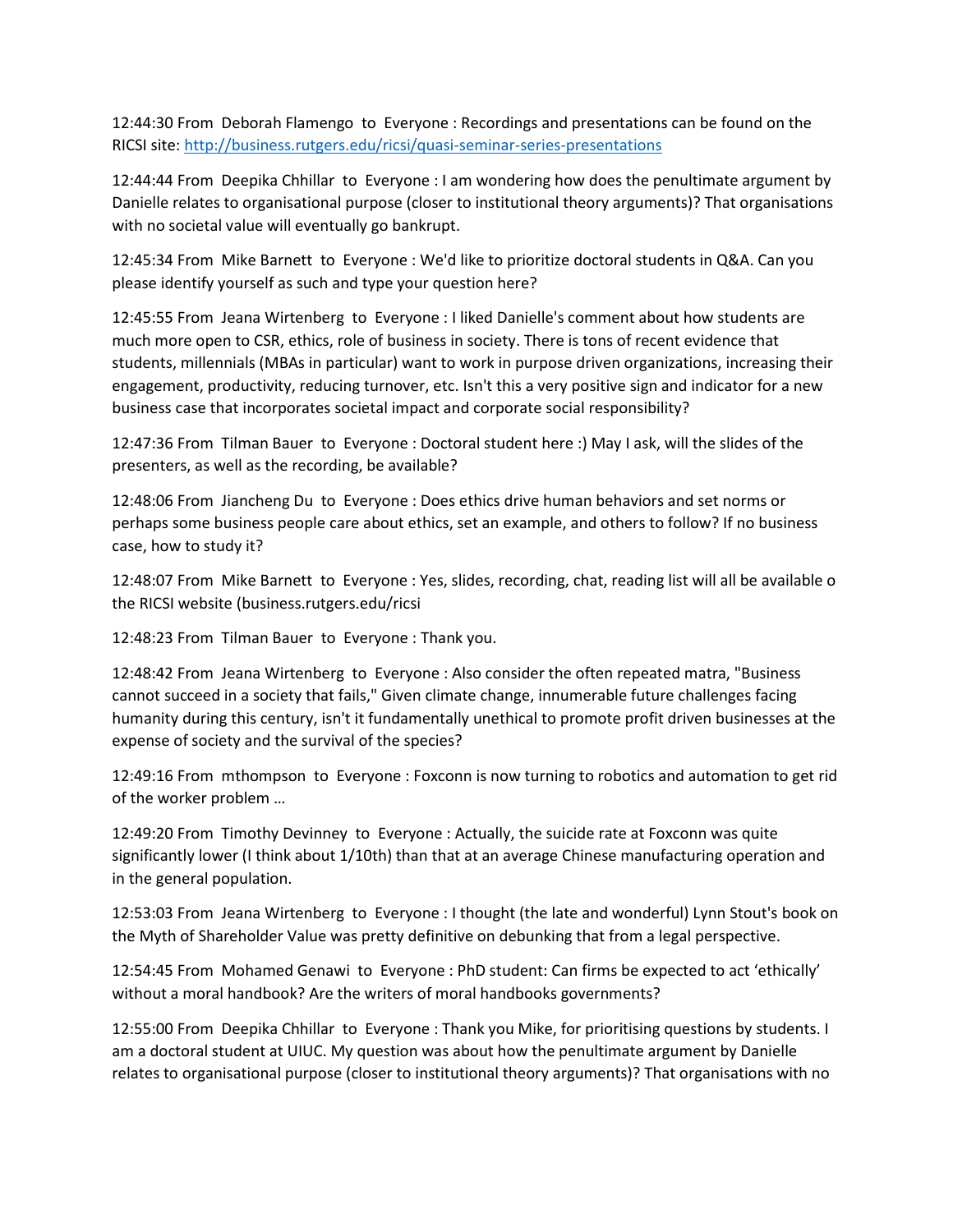12:44:30 From Deborah Flamengo to Everyone : Recordings and presentations can be found on the RICSI site: http://business.rutgers.edu/ricsi/quasi-seminar-series-presentations

12:44:44 From Deepika Chhillar to Everyone : I am wondering how does the penultimate argument by Danielle relates to organisational purpose (closer to institutional theory arguments)? That organisations with no societal value will eventually go bankrupt.

12:45:34 From Mike Barnett to Everyone : We'd like to prioritize doctoral students in Q&A. Can you please identify yourself as such and type your question here?

12:45:55 From Jeana Wirtenberg to Everyone : I liked Danielle's comment about how students are much more open to CSR, ethics, role of business in society. There is tons of recent evidence that students, millennials (MBAs in particular) want to work in purpose driven organizations, increasing their engagement, productivity, reducing turnover, etc. Isn't this a very positive sign and indicator for a new business case that incorporates societal impact and corporate social responsibility?

12:47:36 From Tilman Bauer to Everyone : Doctoral student here :) May I ask, will the slides of the presenters, as well as the recording, be available?

12:48:06 From Jiancheng Du to Everyone : Does ethics drive human behaviors and set norms or perhaps some business people care about ethics, set an example, and others to follow? If no business case, how to study it?

12:48:07 From Mike Barnett to Everyone : Yes, slides, recording, chat, reading list will all be available o the RICSI website (business.rutgers.edu/ricsi

12:48:23 From Tilman Bauer to Everyone : Thank you.

12:48:42 From Jeana Wirtenberg to Everyone : Also consider the often repeated matra, "Business cannot succeed in a society that fails," Given climate change, innumerable future challenges facing humanity during this century, isn't it fundamentally unethical to promote profit driven businesses at the expense of society and the survival of the species?

12:49:16 From mthompson to Everyone : Foxconn is now turning to robotics and automation to get rid of the worker problem …

12:49:20 From Timothy Devinney to Everyone : Actually, the suicide rate at Foxconn was quite significantly lower (I think about 1/10th) than that at an average Chinese manufacturing operation and in the general population.

12:53:03 From Jeana Wirtenberg to Everyone : I thought (the late and wonderful) Lynn Stout's book on the Myth of Shareholder Value was pretty definitive on debunking that from a legal perspective.

12:54:45 From Mohamed Genawi to Everyone : PhD student: Can firms be expected to act 'ethically' without a moral handbook? Are the writers of moral handbooks governments?

12:55:00 From Deepika Chhillar to Everyone : Thank you Mike, for prioritising questions by students. I am a doctoral student at UIUC. My question was about how the penultimate argument by Danielle relates to organisational purpose (closer to institutional theory arguments)? That organisations with no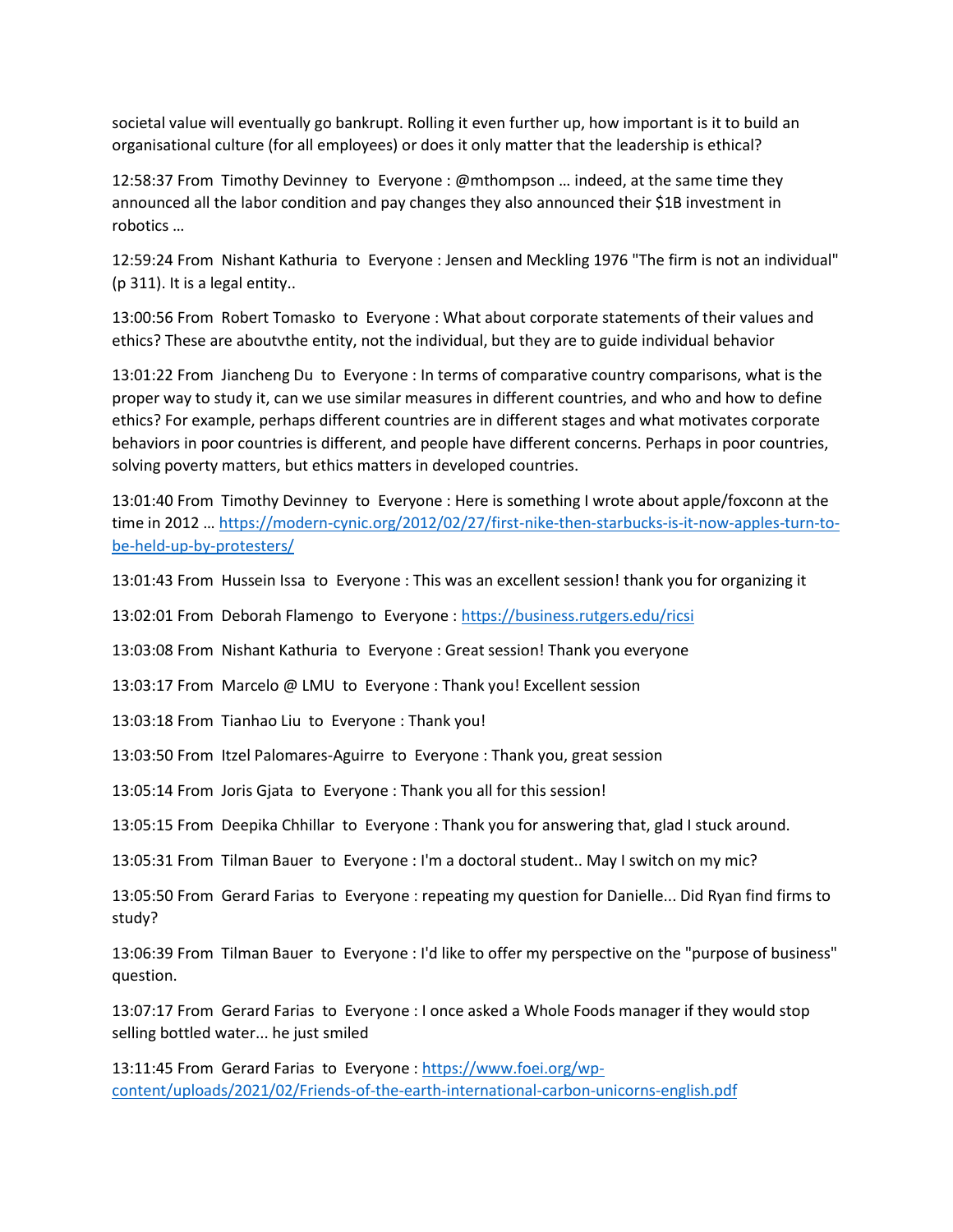societal value will eventually go bankrupt. Rolling it even further up, how important is it to build an organisational culture (for all employees) or does it only matter that the leadership is ethical?

12:58:37 From Timothy Devinney to Everyone : @mthompson … indeed, at the same time they announced all the labor condition and pay changes they also announced their $1B investment in robotics …

12:59:24 From Nishant Kathuria to Everyone : Jensen and Meckling 1976 "The firm is not an individual" (p 311). It is a legal entity..

13:00:56 From Robert Tomasko to Everyone : What about corporate statements of their values and ethics? These are aboutvthe entity, not the individual, but they are to guide individual behavior

13:01:22 From Jiancheng Du to Everyone : In terms of comparative country comparisons, what is the proper way to study it, can we use similar measures in different countries, and who and how to define ethics? For example, perhaps different countries are in different stages and what motivates corporate behaviors in poor countries is different, and people have different concerns. Perhaps in poor countries, solving poverty matters, but ethics matters in developed countries.

13:01:40 From Timothy Devinney to Everyone : Here is something I wrote about apple/foxconn at the time in 2012 … [https://modern-cynic.org/2012/02/27/first-nike-then-starbucks-is-it-now-apples-turn-to-be-held-up-by-protesters/](https://modern-cynic.org/2012/02/27/first-nike-then-starbucks-is-it-now-apples-turn-to-be-held-up-by-protesters/)

13:01:43 From Hussein Issa to Everyone : This was an excellent session! thank you for organizing it

13:02:01 From Deborah Flamengo to Everyone : [https://business.rutgers.edu/ricsi](https://business.rutgers.edu/ricsi)

13:03:08 From Nishant Kathuria to Everyone : Great session! Thank you everyone

13:03:17 From Marcelo @ LMU to Everyone : Thank you! Excellent session

13:03:18 From Tianhao Liu to Everyone : Thank you!

13:03:50 From Itzel Palomares-Aguirre to Everyone : Thank you, great session

13:05:14 From Joris Gjata to Everyone : Thank you all for this session!

13:05:15 From Deepika Chhillar to Everyone : Thank you for answering that, glad I stuck around.

13:05:31 From Tilman Bauer to Everyone : I'm a doctoral student.. May I switch on my mic?

13:05:50 From Gerard Farias to Everyone : repeating my question for Danielle... Did Ryan find firms to study?

13:06:39 From Tilman Bauer to Everyone : I'd like to offer my perspective on the "purpose of business" question.

13:07:17 From Gerard Farias to Everyone : I once asked a Whole Foods manager if they would stop selling bottled water... he just smiled

13:11:45 From Gerard Farias to Everyone : [https://www.foei.org/wp-content/uploads/2021/02/Friends-of-the-earth-international-carbon-unicorns-english.pdf](https://www.foei.org/wp-content/uploads/2021/02/Friends-of-the-earth-international-carbon-unicorns-english.pdf)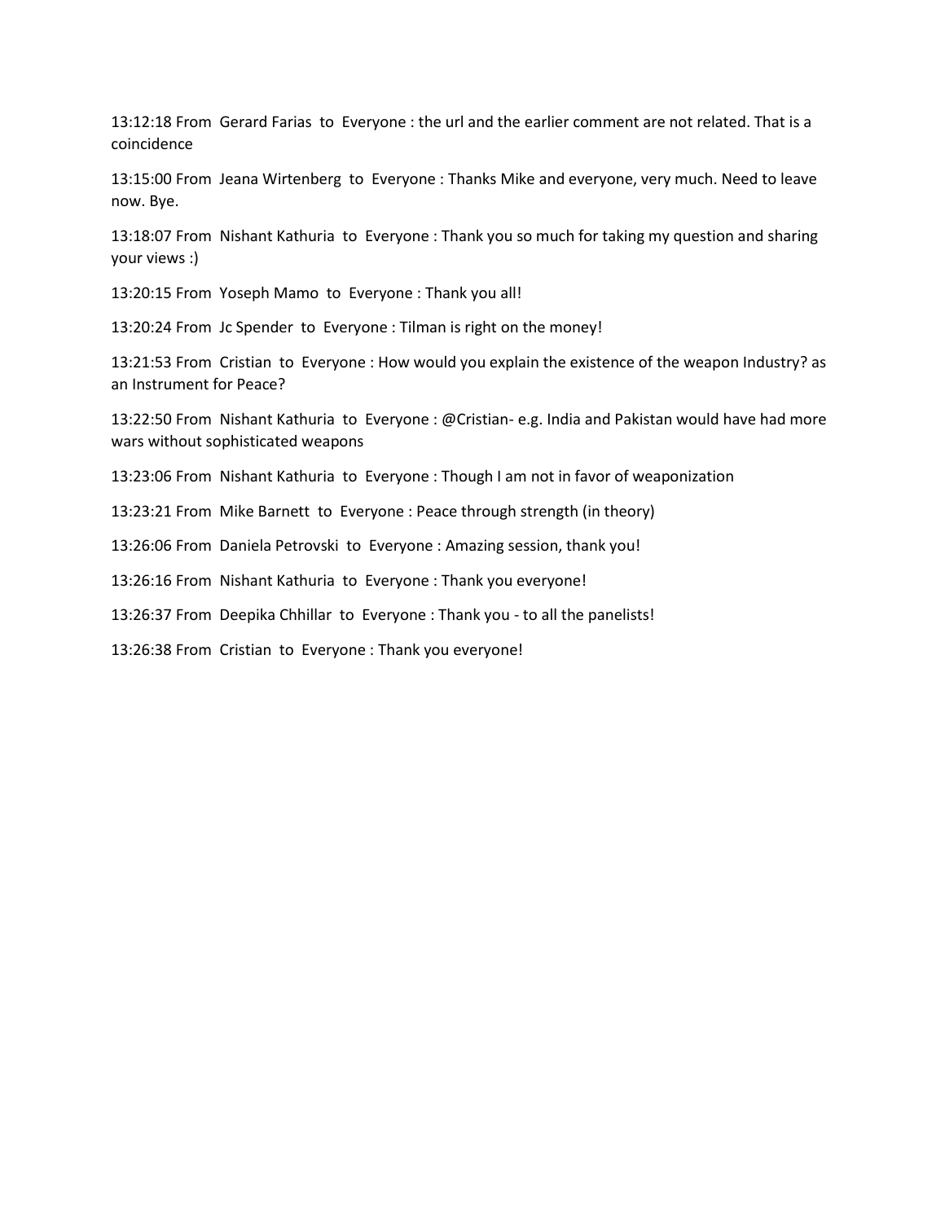13:12:18 From Gerard Farias to Everyone : the url and the earlier comment are not related. That is a coincidence

13:15:00 From Jeana Wirtenberg to Everyone : Thanks Mike and everyone, very much. Need to leave now. Bye.

13:18:07 From Nishant Kathuria to Everyone : Thank you so much for taking my question and sharing your views :)

13:20:15 From Yoseph Mamo to Everyone : Thank you all!

13:20:24 From Jc Spender to Everyone : Tilman is right on the money!

13:21:53 From Cristian to Everyone : How would you explain the existence of the weapon Industry? as an Instrument for Peace?

13:22:50 From Nishant Kathuria to Everyone : @Cristian- e.g. India and Pakistan would have had more wars without sophisticated weapons

13:23:06 From Nishant Kathuria to Everyone : Though I am not in favor of weaponization

13:23:21 From Mike Barnett to Everyone : Peace through strength (in theory)

13:26:06 From Daniela Petrovski to Everyone : Amazing session, thank you!

13:26:16 From Nishant Kathuria to Everyone : Thank you everyone!

13:26:37 From Deepika Chhillar to Everyone : Thank you - to all the panelists!

13:26:38 From Cristian to Everyone : Thank you everyone!